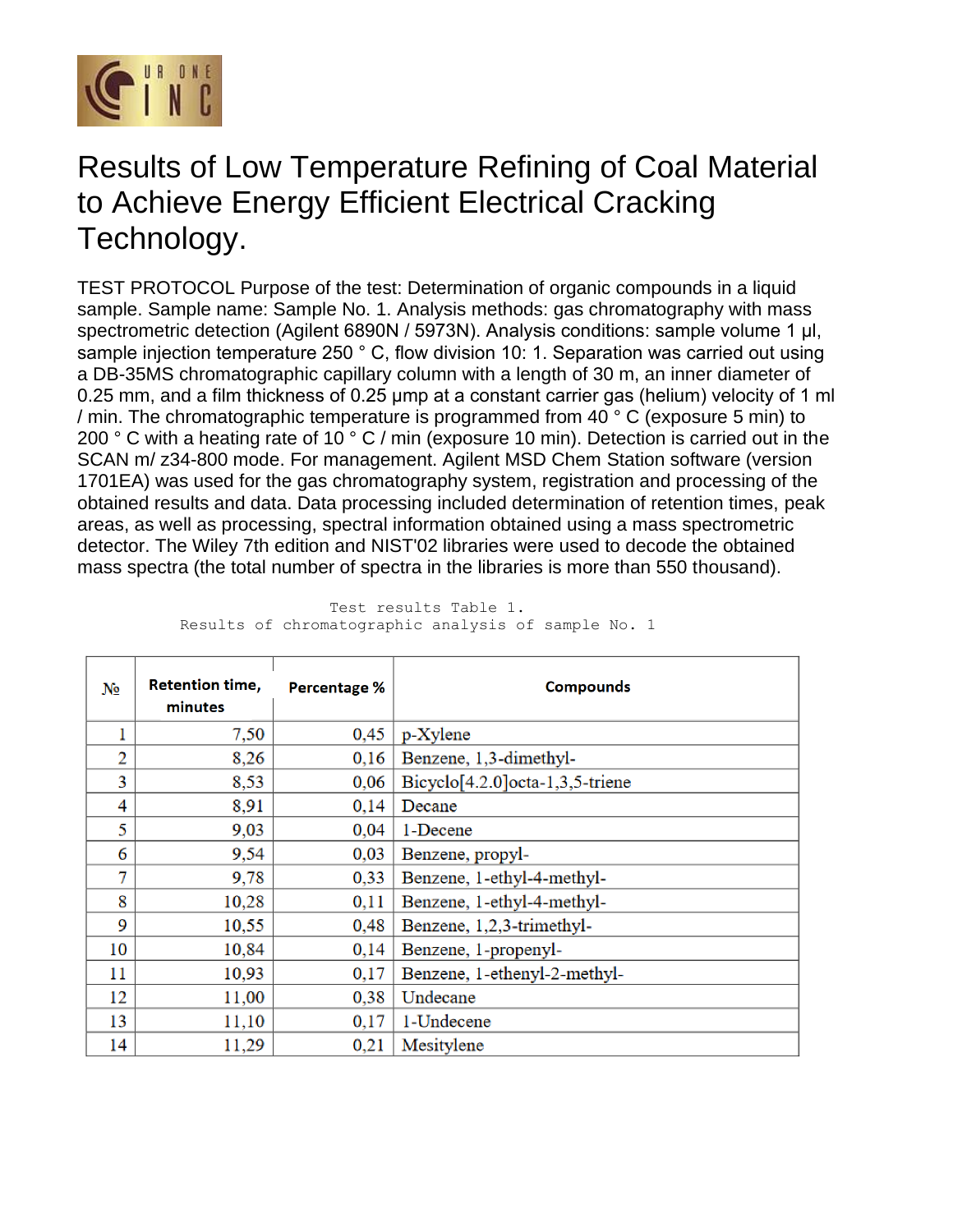# Results of Low Temperature Refining of Coal Material to Achieve Energy Efficient Electrical Cracking Technology.

TEST PROTOCOL Purpose of the test: Determination of organic compounds in a liquid sample. Sample name: Sample No. 1. Analysis methods: gas chromatography with mass spectrometric detection (Agilent 6890N / 5973N). Analysis conditions: sample volume 1 μl, sample injection temperature 250 ° C, flow division 10: 1. Separation was carried out using a DB-35MS chromatographic capillary column with a length of 30 m, an inner diameter of 0.25 mm, and a film thickness of 0.25 μmp at a constant carrier gas (helium) velocity of 1 ml / min. The chromatographic temperature is programmed from 40 ° C (exposure 5 min) to 200 ° C with a heating rate of 10 ° C / min (exposure 10 min). Detection is carried out in the SCAN m/ z34-800 mode. For management. Agilent MSD Chem Station software (version 1701EA) was used for the gas chromatography system, registration and processing of the obtained results and data. Data processing included determination of retention times, peak areas, as well as processing, spectral information obtained using a mass spectrometric detector. The Wiley 7th edition and NIST'02 libraries were used to decode the obtained mass spectra (the total number of spectra in the libraries is more than 550 thousand).

Test results Table 1.
Results of chromatographic analysis of sample No. 1

| № | Retention time, minutes | Percentage % | Compounds |
|---|---|---|---|
| 1 | 7,50 | 0,45 | p-Xylene |
| 2 | 8,26 | 0,16 | Benzene, 1,3-dimethyl- |
| 3 | 8,53 | 0,06 | Bicyclo[4.2.0]octa-1,3,5-triene |
| 4 | 8,91 | 0,14 | Decane |
| 5 | 9,03 | 0,04 | 1-Decene |
| 6 | 9,54 | 0,03 | Benzene, propyl- |
| 7 | 9,78 | 0,33 | Benzene, 1-ethyl-4-methyl- |
| 8 | 10,28 | 0,11 | Benzene, 1-ethyl-4-methyl- |
| 9 | 10,55 | 0,48 | Benzene, 1,2,3-trimethyl- |
| 10 | 10,84 | 0,14 | Benzene, 1-propenyl- |
| 11 | 10,93 | 0,17 | Benzene, 1-ethenyl-2-methyl- |
| 12 | 11,00 | 0,38 | Undecane |
| 13 | 11,10 | 0,17 | 1-Undecene |
| 14 | 11,29 | 0,21 | Mesitylene |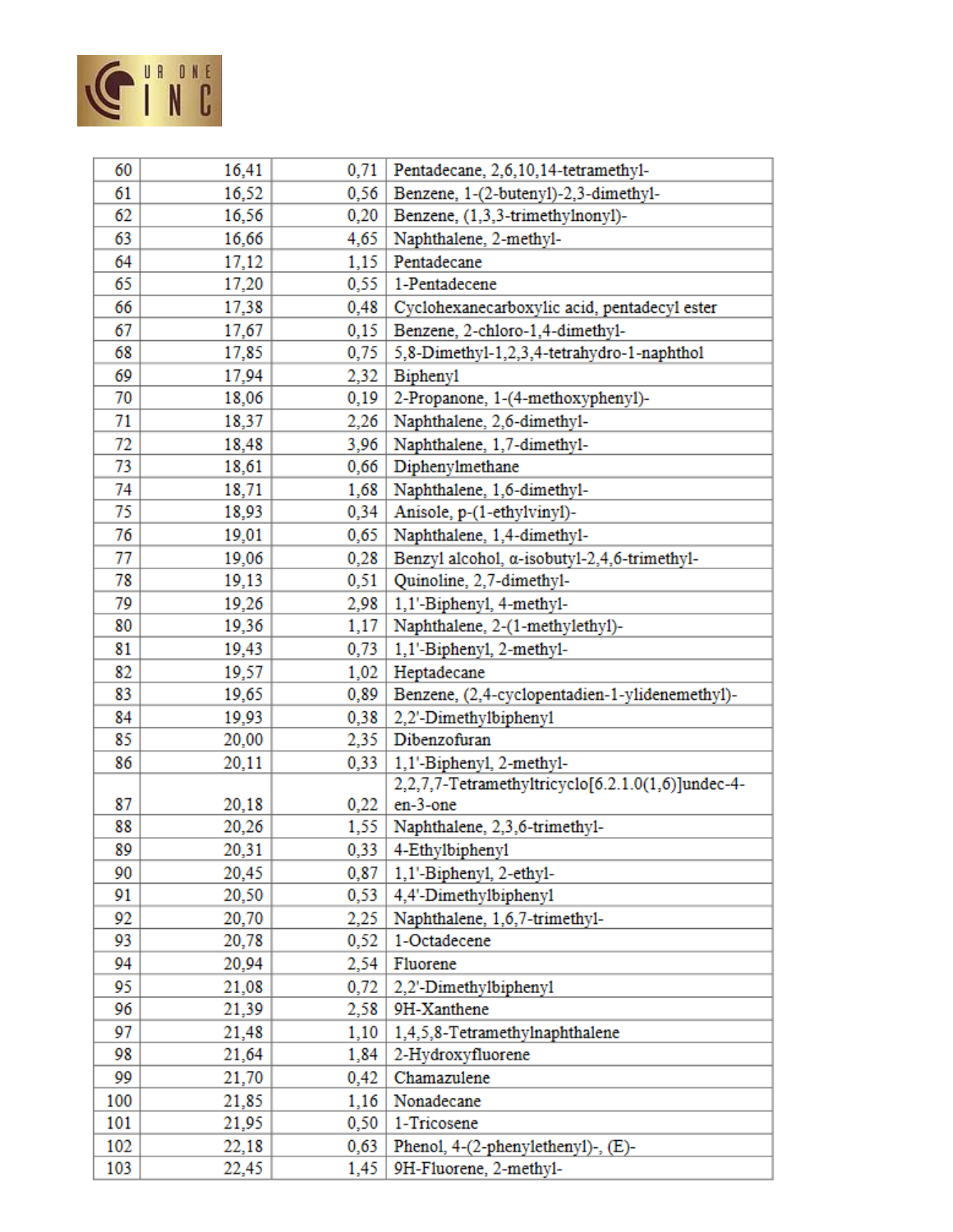| 60 | 16,41 | 0,71 | Pentadecane, 2,6,10,14-tetramethyl- |
|---|---|---|---|
| 61 | 16,52 | 0,56 | Benzene, 1-(2-butenyl)-2,3-dimethyl- |
| 62 | 16,56 | 0,20 | Benzene, (1,3,3-trimethylnonyl)- |
| 63 | 16,66 | 4,65 | Naphthalene, 2-methyl- |
| 64 | 17,12 | 1,15 | Pentadecane |
| 65 | 17,20 | 0,55 | 1-Pentadecene |
| 66 | 17,38 | 0,48 | Cyclohexanecarboxylic acid, pentadecyl ester |
| 67 | 17,67 | 0,15 | Benzene, 2-chloro-1,4-dimethyl- |
| 68 | 17,85 | 0,75 | 5,8-Dimethyl-1,2,3,4-tetrahydro-1-naphthol |
| 69 | 17,94 | 2,32 | Biphenyl |
| 70 | 18,06 | 0,19 | 2-Propanone, 1-(4-methoxyphenyl)- |
| 71 | 18,37 | 2,26 | Naphthalene, 2,6-dimethyl- |
| 72 | 18,48 | 3,96 | Naphthalene, 1,7-dimethyl- |
| 73 | 18,61 | 0,66 | Diphenylmethane |
| 74 | 18,71 | 1,68 | Naphthalene, 1,6-dimethyl- |
| 75 | 18,93 | 0,34 | Anisole, p-(1-ethylvinyl)- |
| 76 | 19,01 | 0,65 | Naphthalene, 1,4-dimethyl- |
| 77 | 19,06 | 0,28 | Benzyl alcohol, α-isobutyl-2,4,6-trimethyl- |
| 78 | 19,13 | 0,51 | Quinoline, 2,7-dimethyl- |
| 79 | 19,26 | 2,98 | 1,1'-Biphenyl, 4-methyl- |
| 80 | 19,36 | 1,17 | Naphthalene, 2-(1-methylethyl)- |
| 81 | 19,43 | 0,73 | 1,1'-Biphenyl, 2-methyl- |
| 82 | 19,57 | 1,02 | Heptadecane |
| 83 | 19,65 | 0,89 | Benzene, (2,4-cyclopentadien-1-ylidenemethyl)- |
| 84 | 19,93 | 0,38 | 2,2'-Dimethylbiphenyl |
| 85 | 20,00 | 2,35 | Dibenzofuran |
| 86 | 20,11 | 0,33 | 1,1'-Biphenyl, 2-methyl- |
| 87 | 20,18 | 0,22 | 2,2,7,7-Tetramethyltricyclo[6.2.1.0(1,6)]undec-4-en-3-one |
| 88 | 20,26 | 1,55 | Naphthalene, 2,3,6-trimethyl- |
| 89 | 20,31 | 0,33 | 4-Ethylbiphenyl |
| 90 | 20,45 | 0,87 | 1,1'-Biphenyl, 2-ethyl- |
| 91 | 20,50 | 0,53 | 4,4'-Dimethylbiphenyl |
| 92 | 20,70 | 2,25 | Naphthalene, 1,6,7-trimethyl- |
| 93 | 20,78 | 0,52 | 1-Octadecene |
| 94 | 20,94 | 2,54 | Fluorene |
| 95 | 21,08 | 0,72 | 2,2'-Dimethylbiphenyl |
| 96 | 21,39 | 2,58 | 9H-Xanthene |
| 97 | 21,48 | 1,10 | 1,4,5,8-Tetramethylnaphthalene |
| 98 | 21,64 | 1,84 | 2-Hydroxyfluorene |
| 99 | 21,70 | 0,42 | Chamazulene |
| 100 | 21,85 | 1,16 | Nonadecane |
| 101 | 21,95 | 0,50 | 1-Tricosene |
| 102 | 22,18 | 0,63 | Phenol, 4-(2-phenylethenyl)-, (E)- |
| 103 | 22,45 | 1,45 | 9H-Fluorene, 2-methyl- |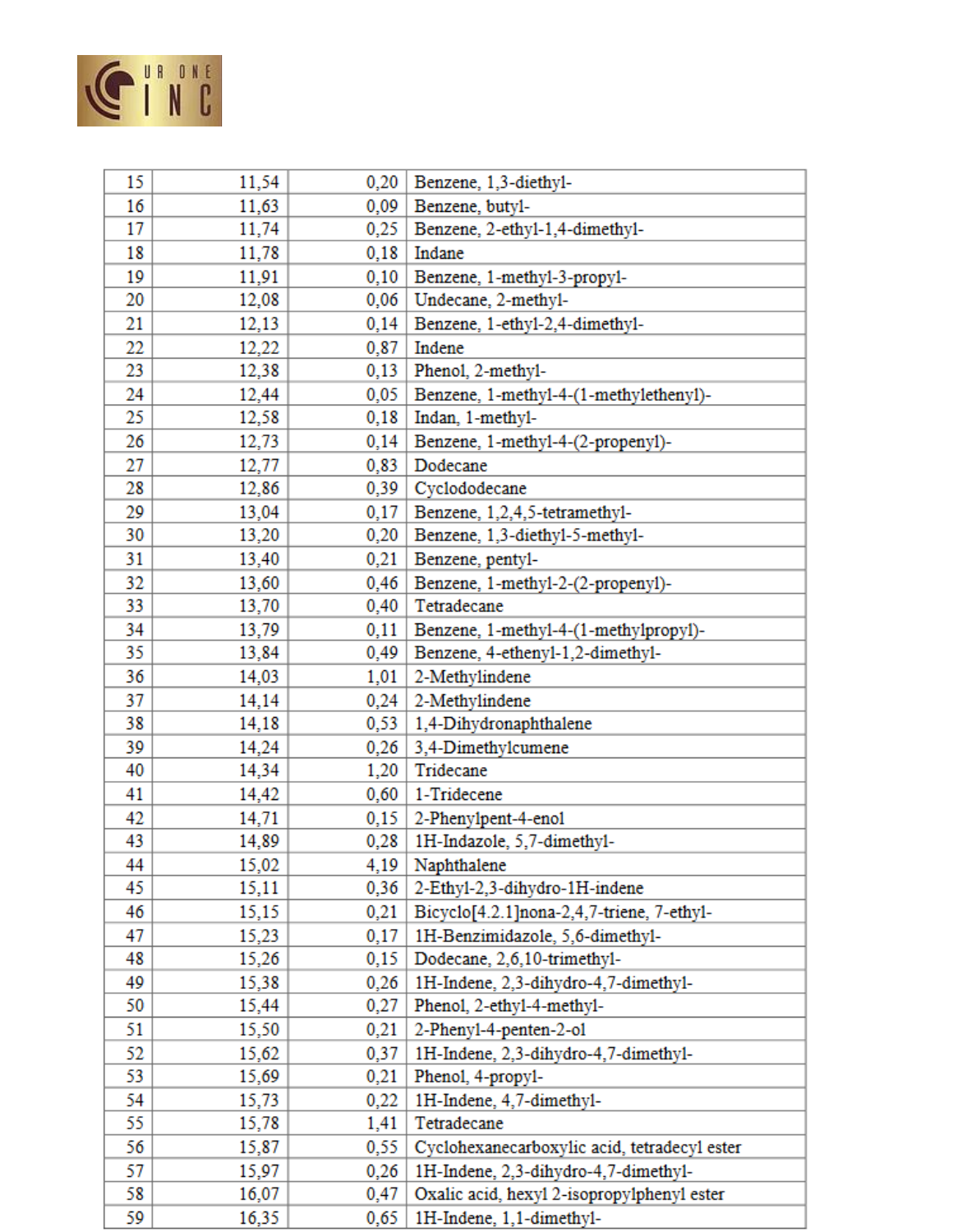| 15 | 11,54 | 0,20 | Benzene, 1,3-diethyl- |
|---|---|---|---|
| 16 | 11,63 | 0,09 | Benzene, butyl- |
| 17 | 11,74 | 0,25 | Benzene, 2-ethyl-1,4-dimethyl- |
| 18 | 11,78 | 0,18 | Indane |
| 19 | 11,91 | 0,10 | Benzene, 1-methyl-3-propyl- |
| 20 | 12,08 | 0,06 | Undecane, 2-methyl- |
| 21 | 12,13 | 0,14 | Benzene, 1-ethyl-2,4-dimethyl- |
| 22 | 12,22 | 0,87 | Indene |
| 23 | 12,38 | 0,13 | Phenol, 2-methyl- |
| 24 | 12,44 | 0,05 | Benzene, 1-methyl-4-(1-methylethenyl)- |
| 25 | 12,58 | 0,18 | Indan, 1-methyl- |
| 26 | 12,73 | 0,14 | Benzene, 1-methyl-4-(2-propenyl)- |
| 27 | 12,77 | 0,83 | Dodecane |
| 28 | 12,86 | 0,39 | Cyclododecane |
| 29 | 13,04 | 0,17 | Benzene, 1,2,4,5-tetramethyl- |
| 30 | 13,20 | 0,20 | Benzene, 1,3-diethyl-5-methyl- |
| 31 | 13,40 | 0,21 | Benzene, pentyl- |
| 32 | 13,60 | 0,46 | Benzene, 1-methyl-2-(2-propenyl)- |
| 33 | 13,70 | 0,40 | Tetradecane |
| 34 | 13,79 | 0,11 | Benzene, 1-methyl-4-(1-methylpropyl)- |
| 35 | 13,84 | 0,49 | Benzene, 4-ethenyl-1,2-dimethyl- |
| 36 | 14,03 | 1,01 | 2-Methylindene |
| 37 | 14,14 | 0,24 | 2-Methylindene |
| 38 | 14,18 | 0,53 | 1,4-Dihydronaphthalene |
| 39 | 14,24 | 0,26 | 3,4-Dimethylcumene |
| 40 | 14,34 | 1,20 | Tridecane |
| 41 | 14,42 | 0,60 | 1-Tridecene |
| 42 | 14,71 | 0,15 | 2-Phenylpent-4-enol |
| 43 | 14,89 | 0,28 | 1H-Indazole, 5,7-dimethyl- |
| 44 | 15,02 | 4,19 | Naphthalene |
| 45 | 15,11 | 0,36 | 2-Ethyl-2,3-dihydro-1H-indene |
| 46 | 15,15 | 0,21 | Bicyclo[4.2.1]nona-2,4,7-triene, 7-ethyl- |
| 47 | 15,23 | 0,17 | 1H-Benzimidazole, 5,6-dimethyl- |
| 48 | 15,26 | 0,15 | Dodecane, 2,6,10-trimethyl- |
| 49 | 15,38 | 0,26 | 1H-Indene, 2,3-dihydro-4,7-dimethyl- |
| 50 | 15,44 | 0,27 | Phenol, 2-ethyl-4-methyl- |
| 51 | 15,50 | 0,21 | 2-Phenyl-4-penten-2-ol |
| 52 | 15,62 | 0,37 | 1H-Indene, 2,3-dihydro-4,7-dimethyl- |
| 53 | 15,69 | 0,21 | Phenol, 4-propyl- |
| 54 | 15,73 | 0,22 | 1H-Indene, 4,7-dimethyl- |
| 55 | 15,78 | 1,41 | Tetradecane |
| 56 | 15,87 | 0,55 | Cyclohexanecarboxylic acid, tetradecyl ester |
| 57 | 15,97 | 0,26 | 1H-Indene, 2,3-dihydro-4,7-dimethyl- |
| 58 | 16,07 | 0,47 | Oxalic acid, hexyl 2-isopropylphenyl ester |
| 59 | 16,35 | 0,65 | 1H-Indene, 1,1-dimethyl- |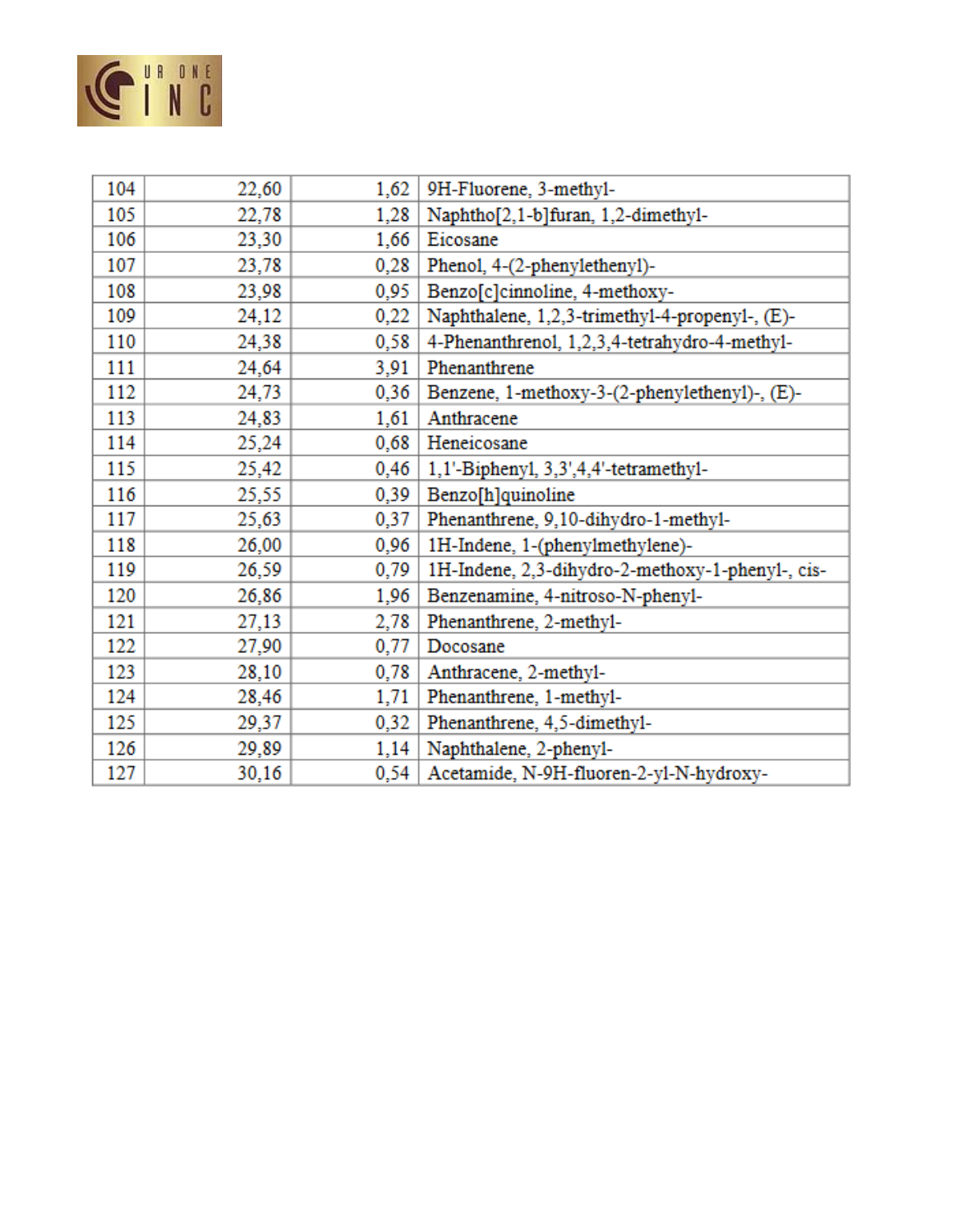| 104 | 22,60 | 1,62 | 9H-Fluorene, 3-methyl- |
|---|---|---|---|
| 105 | 22,78 | 1,28 | Naphtho[2,1-b]furan, 1,2-dimethyl- |
| 106 | 23,30 | 1,66 | Eicosane |
| 107 | 23,78 | 0,28 | Phenol, 4-(2-phenylethenyl)- |
| 108 | 23,98 | 0,95 | Benzo[c]cinnoline, 4-methoxy- |
| 109 | 24,12 | 0,22 | Naphthalene, 1,2,3-trimethyl-4-propenyl-, (E)- |
| 110 | 24,38 | 0,58 | 4-Phenanthrenol, 1,2,3,4-tetrahydro-4-methyl- |
| 111 | 24,64 | 3,91 | Phenanthrene |
| 112 | 24,73 | 0,36 | Benzene, 1-methoxy-3-(2-phenylethenyl)-, (E)- |
| 113 | 24,83 | 1,61 | Anthracene |
| 114 | 25,24 | 0,68 | Heneicosane |
| 115 | 25,42 | 0,46 | 1,1'-Biphenyl, 3,3',4,4'-tetramethyl- |
| 116 | 25,55 | 0,39 | Benzo[h]quinoline |
| 117 | 25,63 | 0,37 | Phenanthrene, 9,10-dihydro-1-methyl- |
| 118 | 26,00 | 0,96 | 1H-Indene, 1-(phenylmethylene)- |
| 119 | 26,59 | 0,79 | 1H-Indene, 2,3-dihydro-2-methoxy-1-phenyl-, cis- |
| 120 | 26,86 | 1,96 | Benzenamine, 4-nitroso-N-phenyl- |
| 121 | 27,13 | 2,78 | Phenanthrene, 2-methyl- |
| 122 | 27,90 | 0,77 | Docosane |
| 123 | 28,10 | 0,78 | Anthracene, 2-methyl- |
| 124 | 28,46 | 1,71 | Phenanthrene, 1-methyl- |
| 125 | 29,37 | 0,32 | Phenanthrene, 4,5-dimethyl- |
| 126 | 29,89 | 1,14 | Naphthalene, 2-phenyl- |
| 127 | 30,16 | 0,54 | Acetamide, N-9H-fluoren-2-yl-N-hydroxy- |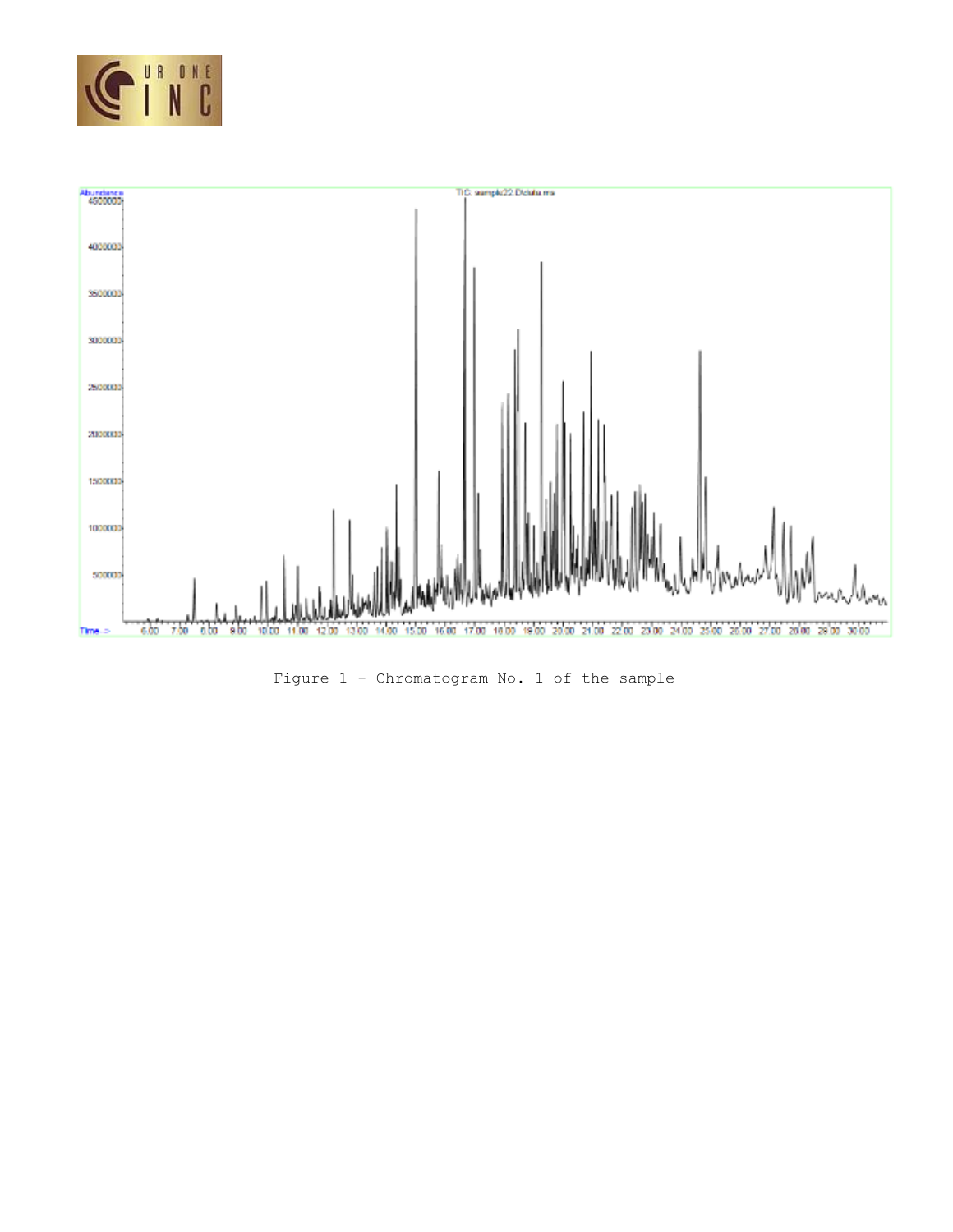Abundance

TIC: sample22.D\data.ms

4500000

4000000

3500000

3000000

2500000

2000000

1500000

1000000

500000

Time-->

6.00 7.00 8.00 9.00 10.00 11.00 12.00 13.00 14.00 15.00 16.00 17.00 18.00 19.00 20.00 21.00 22.00 23.00 24.00 25.00 26.00 27.00 28.00 29.00 30.00

Figure 1 - Chromatogram No. 1 of the sample